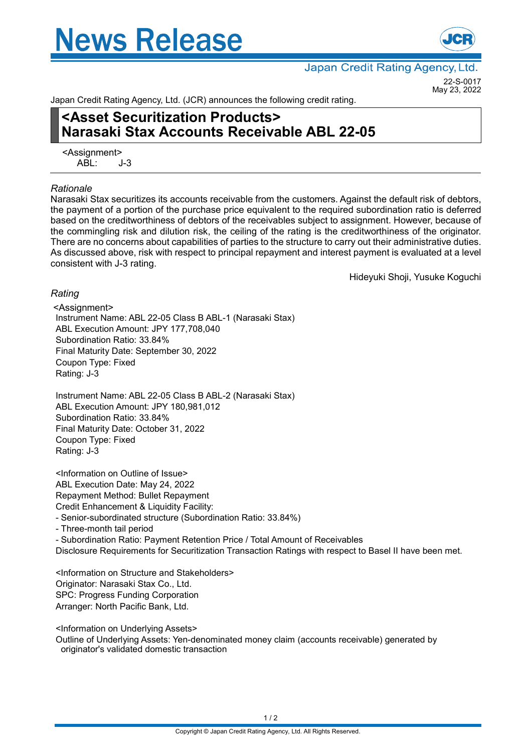# News Release

Japan Credit Rating Agency, Ltd.

22-S-0017
May 23, 2022

Japan Credit Rating Agency, Ltd. (JCR) announces the following credit rating.

## <Asset Securitization Products>
## Narasaki Stax Accounts Receivable ABL 22-05

<Assignment>
ABL: J-3

*Rationale*

Narasaki Stax securitizes its accounts receivable from the customers. Against the default risk of debtors, the payment of a portion of the purchase price equivalent to the required subordination ratio is deferred based on the creditworthiness of debtors of the receivables subject to assignment. However, because of the commingling risk and dilution risk, the ceiling of the rating is the creditworthiness of the originator. There are no concerns about capabilities of parties to the structure to carry out their administrative duties. As discussed above, risk with respect to principal repayment and interest payment is evaluated at a level consistent with J-3 rating.

Hideyuki Shoji, Yusuke Koguchi

*Rating*

<Assignment>
Instrument Name: ABL 22-05 Class B ABL-1 (Narasaki Stax)
ABL Execution Amount: JPY 177,708,040
Subordination Ratio: 33.84%
Final Maturity Date: September 30, 2022
Coupon Type: Fixed
Rating: J-3

Instrument Name: ABL 22-05 Class B ABL-2 (Narasaki Stax)
ABL Execution Amount: JPY 180,981,012
Subordination Ratio: 33.84%
Final Maturity Date: October 31, 2022
Coupon Type: Fixed
Rating: J-3

<Information on Outline of Issue>
ABL Execution Date: May 24, 2022
Repayment Method: Bullet Repayment
Credit Enhancement & Liquidity Facility:
- Senior-subordinated structure (Subordination Ratio: 33.84%)
- Three-month tail period
- Subordination Ratio: Payment Retention Price / Total Amount of Receivables

Disclosure Requirements for Securitization Transaction Ratings with respect to Basel II have been met.

<Information on Structure and Stakeholders>
Originator: Narasaki Stax Co., Ltd.
SPC: Progress Funding Corporation
Arranger: North Pacific Bank, Ltd.

<Information on Underlying Assets>
Outline of Underlying Assets: Yen-denominated money claim (accounts receivable) generated by originator's validated domestic transaction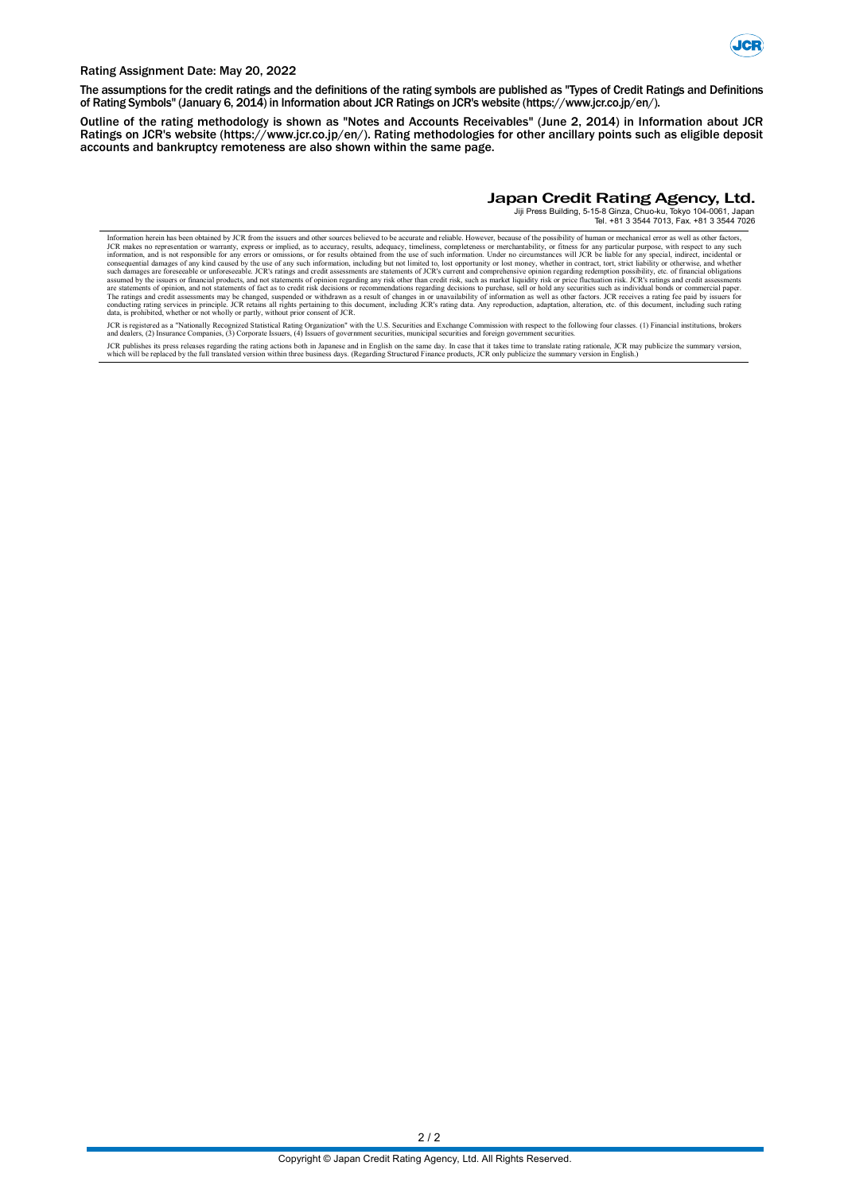Rating Assignment Date: May 20, 2022

The assumptions for the credit ratings and the definitions of the rating symbols are published as "Types of Credit Ratings and Definitions of Rating Symbols" (January 6, 2014) in Information about JCR Ratings on JCR's website (https://www.jcr.co.jp/en/).

Outline of the rating methodology is shown as "Notes and Accounts Receivables" (June 2, 2014) in Information about JCR Ratings on JCR's website (https://www.jcr.co.jp/en/). Rating methodologies for other ancillary points such as eligible deposit accounts and bankruptcy remoteness are also shown within the same page.

**Japan Credit Rating Agency, Ltd.**
Jiji Press Building, 5-15-8 Ginza, Chuo-ku, Tokyo 104-0061, Japan
Tel. +81 3 3544 7013, Fax. +81 3 3544 7026

Information herein has been obtained by JCR from the issuers and other sources believed to be accurate and reliable. However, because of the possibility of human or mechanical error as well as other factors, JCR makes no representation or warranty, express or implied, as to accuracy, results, adequacy, timeliness, completeness or merchantability, or fitness for any particular purpose, with respect to any such information, and is not responsible for any errors or omissions, or for results obtained from the use of such information. Under no circumstances will JCR be liable for any special, indirect, incidental or consequential damages of any kind caused by the use of any such information, including but not limited to, lost opportunity or lost money, whether in contract, tort, strict liability or otherwise, and whether such damages are foreseeable or unforeseeable. JCR's ratings and credit assessments are statements of JCR's current and comprehensive opinion regarding redemption possibility, etc. of financial obligations assumed by the issuers or financial products, and not statements of opinion regarding any risk other than credit risk, such as market liquidity risk or price fluctuation risk. JCR's ratings and credit assessments are statements of opinion, and not statements of fact as to credit risk decisions or recommendations regarding decisions to purchase, sell or hold any securities such as individual bonds or commercial paper. The ratings and credit assessments may be changed, suspended or withdrawn as a result of changes in or unavailability of information as well as other factors. JCR receives a rating fee paid by issuers for conducting rating services in principle. JCR retains all rights pertaining to this document, including JCR's rating data. Any reproduction, adaptation, alteration, etc. of this document, including such rating data, is prohibited, whether or not wholly or partly, without prior consent of JCR.

JCR is registered as a "Nationally Recognized Statistical Rating Organization" with the U.S. Securities and Exchange Commission with respect to the following four classes. (1) Financial institutions, brokers and dealers, (2) Insurance Companies, (3) Corporate Issuers, (4) Issuers of government securities, municipal securities and foreign government securities.

JCR publishes its press releases regarding the rating actions both in Japanese and in English on the same day. In case that it takes time to translate rating rationale, JCR may publicize the summary version, which will be replaced by the full translated version within three business days. (Regarding Structured Finance products, JCR only publicize the summary version in English.)